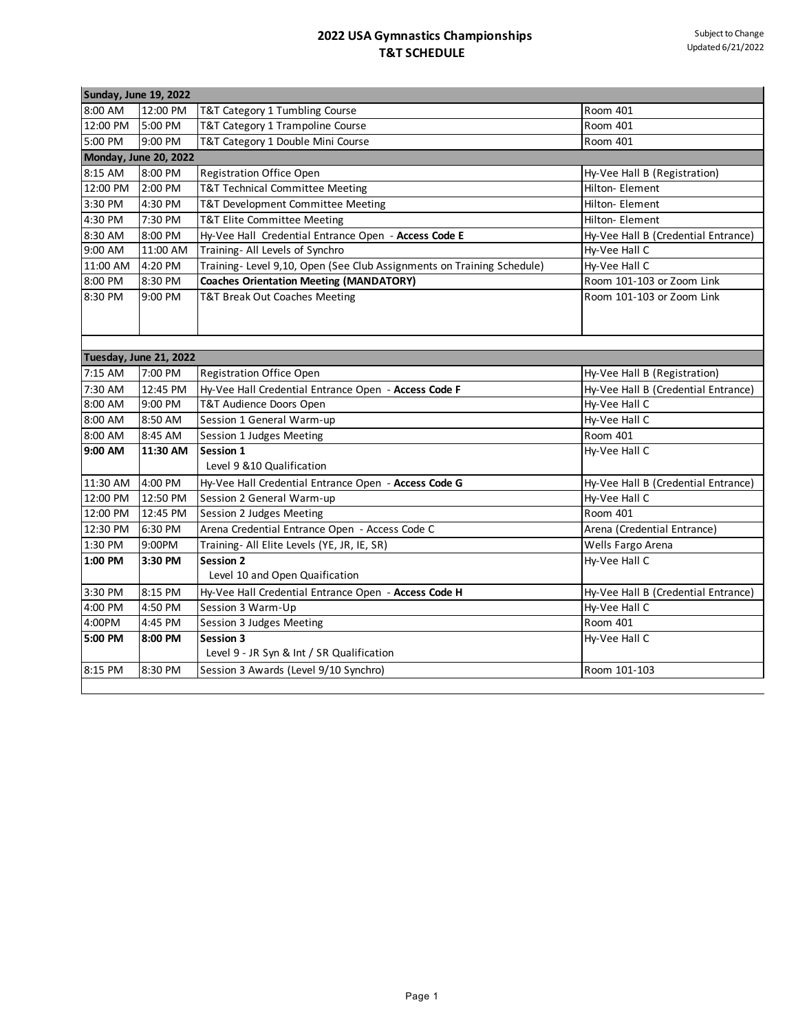# 2022 USA Gymnastics Championships
## T&T SCHEDULE

Subject to Change
Updated 6/21/2022

| | | | |
|---|---|---|---|
| **Sunday, June 19, 2022** | | | |
| 8:00 AM | 12:00 PM | T&T Category 1 Tumbling Course | Room 401 |
| 12:00 PM | 5:00 PM | T&T Category 1 Trampoline Course | Room 401 |
| 5:00 PM | 9:00 PM | T&T Category 1 Double Mini Course | Room 401 |
| **Monday, June 20, 2022** | | | |
| 8:15 AM | 8:00 PM | Registration Office Open | Hy-Vee Hall B (Registration) |
| 12:00 PM | 2:00 PM | T&T Technical Committee Meeting | Hilton- Element |
| 3:30 PM | 4:30 PM | T&T Development Committee Meeting | Hilton- Element |
| 4:30 PM | 7:30 PM | T&T Elite Committee Meeting | Hilton- Element |
| 8:30 AM | 8:00 PM | Hy-Vee Hall Credential Entrance Open - **Access Code E** | Hy-Vee Hall B (Credential Entrance) |
| 9:00 AM | 11:00 AM | Training- All Levels of Synchro | Hy-Vee Hall C |
| 11:00 AM | 4:20 PM | Training- Level 9,10, Open (See Club Assignments on Training Schedule) | Hy-Vee Hall C |
| 8:00 PM | 8:30 PM | **Coaches Orientation Meeting (MANDATORY)** | Room 101-103 or Zoom Link |
| 8:30 PM | 9:00 PM | T&T Break Out Coaches Meeting | Room 101-103 or Zoom Link |
| **Tuesday, June 21, 2022** | | | |
| 7:15 AM | 7:00 PM | Registration Office Open | Hy-Vee Hall B (Registration) |
| 7:30 AM | 12:45 PM | Hy-Vee Hall Credential Entrance Open - **Access Code F** | Hy-Vee Hall B (Credential Entrance) |
| 8:00 AM | 9:00 PM | T&T Audience Doors Open | Hy-Vee Hall C |
| 8:00 AM | 8:50 AM | Session 1 General Warm-up | Hy-Vee Hall C |
| 8:00 AM | 8:45 AM | Session 1 Judges Meeting | Room 401 |
| **9:00 AM** | **11:30 AM** | **Session 1**<br>Level 9 &10 Qualification | Hy-Vee Hall C |
| 11:30 AM | 4:00 PM | Hy-Vee Hall Credential Entrance Open - **Access Code G** | Hy-Vee Hall B (Credential Entrance) |
| 12:00 PM | 12:50 PM | Session 2 General Warm-up | Hy-Vee Hall C |
| 12:00 PM | 12:45 PM | Session 2 Judges Meeting | Room 401 |
| 12:30 PM | 6:30 PM | Arena Credential Entrance Open - Access Code C | Arena (Credential Entrance) |
| 1:30 PM | 9:00PM | Training- All Elite Levels (YE, JR, IE, SR) | Wells Fargo Arena |
| **1:00 PM** | **3:30 PM** | **Session 2**<br>Level 10 and Open Quaification | Hy-Vee Hall C |
| 3:30 PM | 8:15 PM | Hy-Vee Hall Credential Entrance Open - **Access Code H** | Hy-Vee Hall B (Credential Entrance) |
| 4:00 PM | 4:50 PM | Session 3 Warm-Up | Hy-Vee Hall C |
| 4:00PM | 4:45 PM | Session 3 Judges Meeting | Room 401 |
| **5:00 PM** | **8:00 PM** | **Session 3**<br>Level 9 - JR Syn & Int / SR Qualification | Hy-Vee Hall C |
| 8:15 PM | 8:30 PM | Session 3 Awards (Level 9/10 Synchro) | Room 101-103 |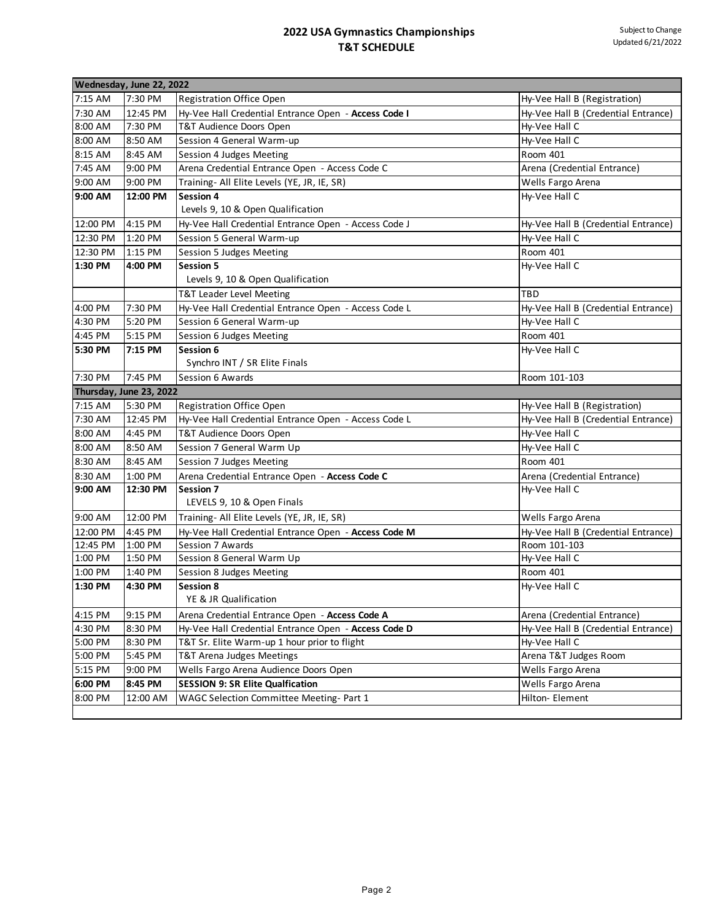# 2022 USA Gymnastics Championships
## T&T SCHEDULE

Subject to Change
Updated 6/21/2022

| Wednesday, June 22, 2022 | | | |
|---|---|---|---|
| 7:15 AM | 7:30 PM | Registration Office Open | Hy-Vee Hall B (Registration) |
| 7:30 AM | 12:45 PM | Hy-Vee Hall Credential Entrance Open - **Access Code I** | Hy-Vee Hall B (Credential Entrance) |
| 8:00 AM | 7:30 PM | T&T Audience Doors Open | Hy-Vee Hall C |
| 8:00 AM | 8:50 AM | Session 4 General Warm-up | Hy-Vee Hall C |
| 8:15 AM | 8:45 AM | Session 4 Judges Meeting | Room 401 |
| 7:45 AM | 9:00 PM | Arena Credential Entrance Open - Access Code C | Arena (Credential Entrance) |
| 9:00 AM | 9:00 PM | Training- All Elite Levels (YE, JR, IE, SR) | Wells Fargo Arena |
| **9:00 AM** | **12:00 PM** | **Session 4** Levels 9, 10 & Open Qualification | Hy-Vee Hall C |
| 12:00 PM | 4:15 PM | Hy-Vee Hall Credential Entrance Open - Access Code J | Hy-Vee Hall B (Credential Entrance) |
| 12:30 PM | 1:20 PM | Session 5 General Warm-up | Hy-Vee Hall C |
| 12:30 PM | 1:15 PM | Session 5 Judges Meeting | Room 401 |
| **1:30 PM** | **4:00 PM** | **Session 5** Levels 9, 10 & Open Qualification | Hy-Vee Hall C |
| | | T&T Leader Level Meeting | TBD |
| 4:00 PM | 7:30 PM | Hy-Vee Hall Credential Entrance Open - Access Code L | Hy-Vee Hall B (Credential Entrance) |
| 4:30 PM | 5:20 PM | Session 6 General Warm-up | Hy-Vee Hall C |
| 4:45 PM | 5:15 PM | Session 6 Judges Meeting | Room 401 |
| **5:30 PM** | **7:15 PM** | **Session 6** Synchro INT / SR Elite Finals | Hy-Vee Hall C |
| 7:30 PM | 7:45 PM | Session 6 Awards | Room 101-103 |
| **Thursday, June 23, 2022** | | | |
| 7:15 AM | 5:30 PM | Registration Office Open | Hy-Vee Hall B (Registration) |
| 7:30 AM | 12:45 PM | Hy-Vee Hall Credential Entrance Open - Access Code L | Hy-Vee Hall B (Credential Entrance) |
| 8:00 AM | 4:45 PM | T&T Audience Doors Open | Hy-Vee Hall C |
| 8:00 AM | 8:50 AM | Session 7 General Warm Up | Hy-Vee Hall C |
| 8:30 AM | 8:45 AM | Session 7 Judges Meeting | Room 401 |
| 8:30 AM | 1:00 PM | Arena Credential Entrance Open - **Access Code C** | Arena (Credential Entrance) |
| **9:00 AM** | **12:30 PM** | **Session 7** LEVELS 9, 10 & Open Finals | Hy-Vee Hall C |
| 9:00 AM | 12:00 PM | Training- All Elite Levels (YE, JR, IE, SR) | Wells Fargo Arena |
| 12:00 PM | 4:45 PM | Hy-Vee Hall Credential Entrance Open - **Access Code M** | Hy-Vee Hall B (Credential Entrance) |
| 12:45 PM | 1:00 PM | Session 7 Awards | Room 101-103 |
| 1:00 PM | 1:50 PM | Session 8 General Warm Up | Hy-Vee Hall C |
| 1:00 PM | 1:40 PM | Session 8 Judges Meeting | Room 401 |
| **1:30 PM** | **4:30 PM** | **Session 8** YE & JR Qualification | Hy-Vee Hall C |
| 4:15 PM | 9:15 PM | Arena Credential Entrance Open - **Access Code A** | Arena (Credential Entrance) |
| 4:30 PM | 8:30 PM | Hy-Vee Hall Credential Entrance Open - **Access Code D** | Hy-Vee Hall B (Credential Entrance) |
| 5:00 PM | 8:30 PM | T&T Sr. Elite Warm-up 1 hour prior to flight | Hy-Vee Hall C |
| 5:00 PM | 5:45 PM | T&T Arena Judges Meetings | Arena T&T Judges Room |
| 5:15 PM | 9:00 PM | Wells Fargo Arena Audience Doors Open | Wells Fargo Arena |
| **6:00 PM** | **8:45 PM** | **SESSION 9: SR Elite Qualfication** | Wells Fargo Arena |
| 8:00 PM | 12:00 AM | WAGC Selection Committee Meeting- Part 1 | Hilton- Element |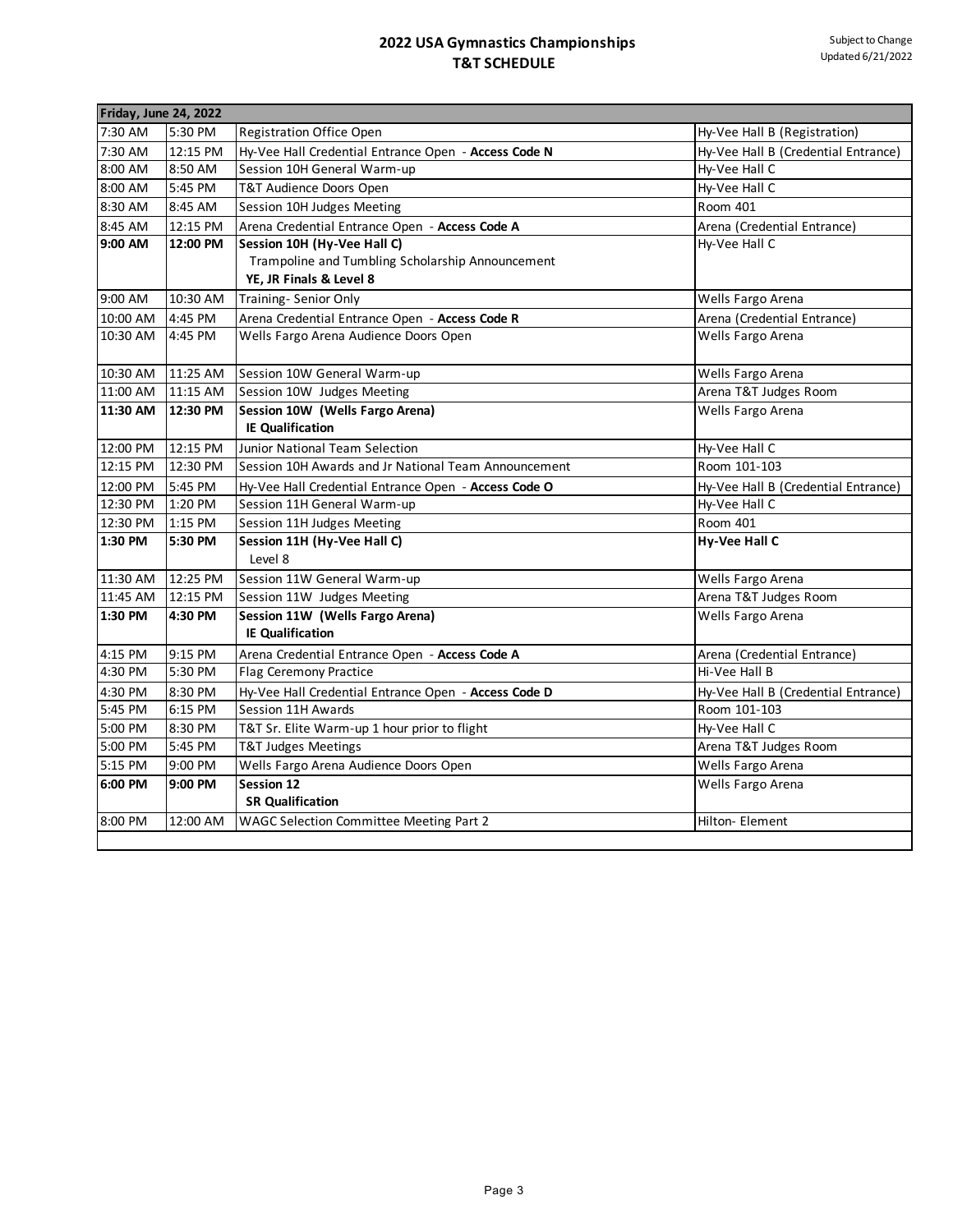# 2022 USA Gymnastics Championships
## T&T SCHEDULE

Subject to Change
Updated 6/21/2022

| Friday, June 24, 2022 | | | |
|---|---|---|---|
| 7:30 AM | 5:30 PM | Registration Office Open | Hy-Vee Hall B (Registration) |
| 7:30 AM | 12:15 PM | Hy-Vee Hall Credential Entrance Open - **Access Code N** | Hy-Vee Hall B (Credential Entrance) |
| 8:00 AM | 8:50 AM | Session 10H General Warm-up | Hy-Vee Hall C |
| 8:00 AM | 5:45 PM | T&T Audience Doors Open | Hy-Vee Hall C |
| 8:30 AM | 8:45 AM | Session 10H Judges Meeting | Room 401 |
| 8:45 AM | 12:15 PM | Arena Credential Entrance Open - **Access Code A** | Arena (Credential Entrance) |
| **9:00 AM** | **12:00 PM** | **Session 10H (Hy-Vee Hall C)** Trampoline and Tumbling Scholarship Announcement **YE, JR Finals & Level 8** | Hy-Vee Hall C |
| 9:00 AM | 10:30 AM | Training- Senior Only | Wells Fargo Arena |
| 10:00 AM | 4:45 PM | Arena Credential Entrance Open - **Access Code R** | Arena (Credential Entrance) |
| 10:30 AM | 4:45 PM | Wells Fargo Arena Audience Doors Open | Wells Fargo Arena |
| 10:30 AM | 11:25 AM | Session 10W General Warm-up | Wells Fargo Arena |
| 11:00 AM | 11:15 AM | Session 10W Judges Meeting | Arena T&T Judges Room |
| **11:30 AM** | **12:30 PM** | **Session 10W (Wells Fargo Arena)** **IE Qualification** | Wells Fargo Arena |
| 12:00 PM | 12:15 PM | Junior National Team Selection | Hy-Vee Hall C |
| 12:15 PM | 12:30 PM | Session 10H Awards and Jr National Team Announcement | Room 101-103 |
| 12:00 PM | 5:45 PM | Hy-Vee Hall Credential Entrance Open - **Access Code O** | Hy-Vee Hall B (Credential Entrance) |
| 12:30 PM | 1:20 PM | Session 11H General Warm-up | Hy-Vee Hall C |
| 12:30 PM | 1:15 PM | Session 11H Judges Meeting | Room 401 |
| **1:30 PM** | **5:30 PM** | **Session 11H (Hy-Vee Hall C)** Level 8 | **Hy-Vee Hall C** |
| 11:30 AM | 12:25 PM | Session 11W General Warm-up | Wells Fargo Arena |
| 11:45 AM | 12:15 PM | Session 11W Judges Meeting | Arena T&T Judges Room |
| **1:30 PM** | **4:30 PM** | **Session 11W (Wells Fargo Arena)** **IE Qualification** | Wells Fargo Arena |
| 4:15 PM | 9:15 PM | Arena Credential Entrance Open - **Access Code A** | Arena (Credential Entrance) |
| 4:30 PM | 5:30 PM | Flag Ceremony Practice | Hi-Vee Hall B |
| 4:30 PM | 8:30 PM | Hy-Vee Hall Credential Entrance Open - **Access Code D** | Hy-Vee Hall B (Credential Entrance) |
| 5:45 PM | 6:15 PM | Session 11H Awards | Room 101-103 |
| 5:00 PM | 8:30 PM | T&T Sr. Elite Warm-up 1 hour prior to flight | Hy-Vee Hall C |
| 5:00 PM | 5:45 PM | T&T Judges Meetings | Arena T&T Judges Room |
| 5:15 PM | 9:00 PM | Wells Fargo Arena Audience Doors Open | Wells Fargo Arena |
| **6:00 PM** | **9:00 PM** | **Session 12** **SR Qualification** | Wells Fargo Arena |
| 8:00 PM | 12:00 AM | WAGC Selection Committee Meeting Part 2 | Hilton- Element |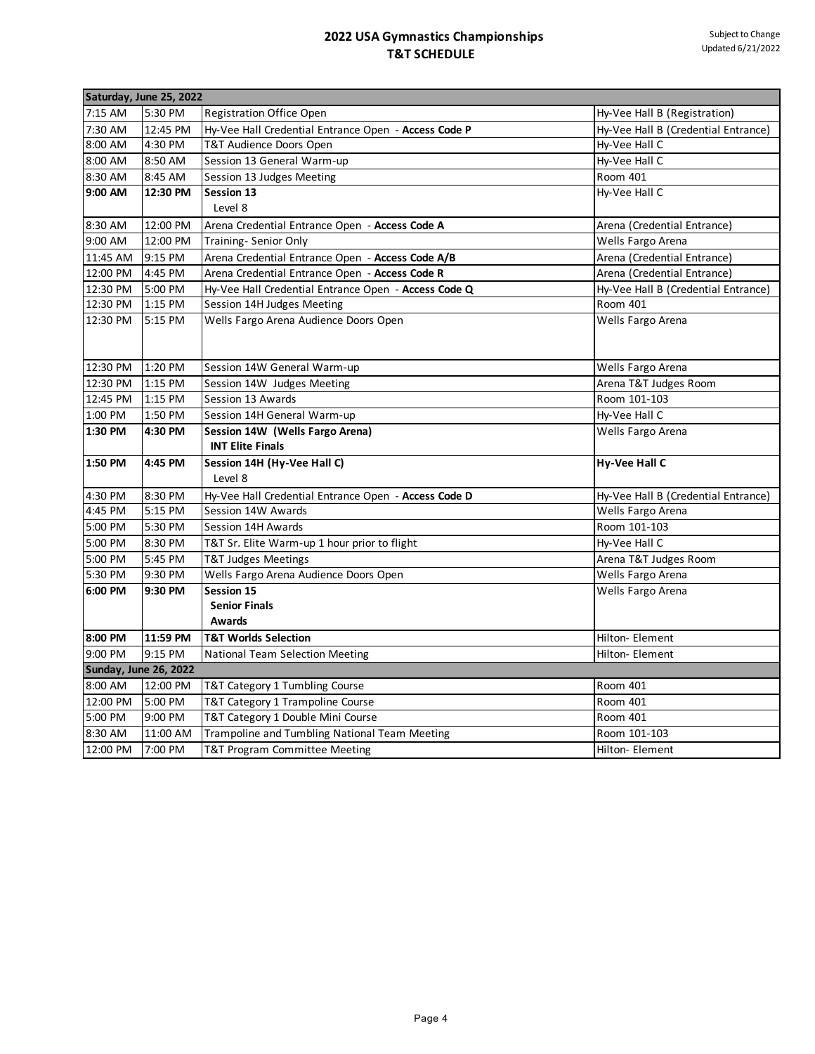# 2022 USA Gymnastics Championships
## T&T SCHEDULE

Subject to Change
Updated 6/21/2022

| | | | |
|---|---|---|---|
| **Saturday, June 25, 2022** | | | |
| 7:15 AM | 5:30 PM | Registration Office Open | Hy-Vee Hall B (Registration) |
| 7:30 AM | 12:45 PM | Hy-Vee Hall Credential Entrance Open - **Access Code P** | Hy-Vee Hall B (Credential Entrance) |
| 8:00 AM | 4:30 PM | T&T Audience Doors Open | Hy-Vee Hall C |
| 8:00 AM | 8:50 AM | Session 13 General Warm-up | Hy-Vee Hall C |
| 8:30 AM | 8:45 AM | Session 13 Judges Meeting | Room 401 |
| **9:00 AM** | **12:30 PM** | **Session 13**<br>Level 8 | Hy-Vee Hall C |
| 8:30 AM | 12:00 PM | Arena Credential Entrance Open - **Access Code A** | Arena (Credential Entrance) |
| 9:00 AM | 12:00 PM | Training- Senior Only | Wells Fargo Arena |
| 11:45 AM | 9:15 PM | Arena Credential Entrance Open - **Access Code A/B** | Arena (Credential Entrance) |
| 12:00 PM | 4:45 PM | Arena Credential Entrance Open - **Access Code R** | Arena (Credential Entrance) |
| 12:30 PM | 5:00 PM | Hy-Vee Hall Credential Entrance Open - **Access Code Q** | Hy-Vee Hall B (Credential Entrance) |
| 12:30 PM | 1:15 PM | Session 14H Judges Meeting | Room 401 |
| 12:30 PM | 5:15 PM | Wells Fargo Arena Audience Doors Open | Wells Fargo Arena |
| 12:30 PM | 1:20 PM | Session 14W General Warm-up | Wells Fargo Arena |
| 12:30 PM | 1:15 PM | Session 14W Judges Meeting | Arena T&T Judges Room |
| 12:45 PM | 1:15 PM | Session 13 Awards | Room 101-103 |
| 1:00 PM | 1:50 PM | Session 14H General Warm-up | Hy-Vee Hall C |
| **1:30 PM** | **4:30 PM** | **Session 14W (Wells Fargo Arena)**<br>**INT Elite Finals** | Wells Fargo Arena |
| **1:50 PM** | **4:45 PM** | **Session 14H (Hy-Vee Hall C)**<br>Level 8 | **Hy-Vee Hall C** |
| 4:30 PM | 8:30 PM | Hy-Vee Hall Credential Entrance Open - **Access Code D** | Hy-Vee Hall B (Credential Entrance) |
| 4:45 PM | 5:15 PM | Session 14W Awards | Wells Fargo Arena |
| 5:00 PM | 5:30 PM | Session 14H Awards | Room 101-103 |
| 5:00 PM | 8:30 PM | T&T Sr. Elite Warm-up 1 hour prior to flight | Hy-Vee Hall C |
| 5:00 PM | 5:45 PM | T&T Judges Meetings | Arena T&T Judges Room |
| 5:30 PM | 9:30 PM | Wells Fargo Arena Audience Doors Open | Wells Fargo Arena |
| **6:00 PM** | **9:30 PM** | **Session 15**<br>**Senior Finals**<br>**Awards** | Wells Fargo Arena |
| **8:00 PM** | **11:59 PM** | **T&T Worlds Selection** | Hilton- Element |
| 9:00 PM | 9:15 PM | National Team Selection Meeting | Hilton- Element |
| **Sunday, June 26, 2022** | | | |
| 8:00 AM | 12:00 PM | T&T Category 1 Tumbling Course | Room 401 |
| 12:00 PM | 5:00 PM | T&T Category 1 Trampoline Course | Room 401 |
| 5:00 PM | 9:00 PM | T&T Category 1 Double Mini Course | Room 401 |
| 8:30 AM | 11:00 AM | Trampoline and Tumbling National Team Meeting | Room 101-103 |
| 12:00 PM | 7:00 PM | T&T Program Committee Meeting | Hilton- Element |